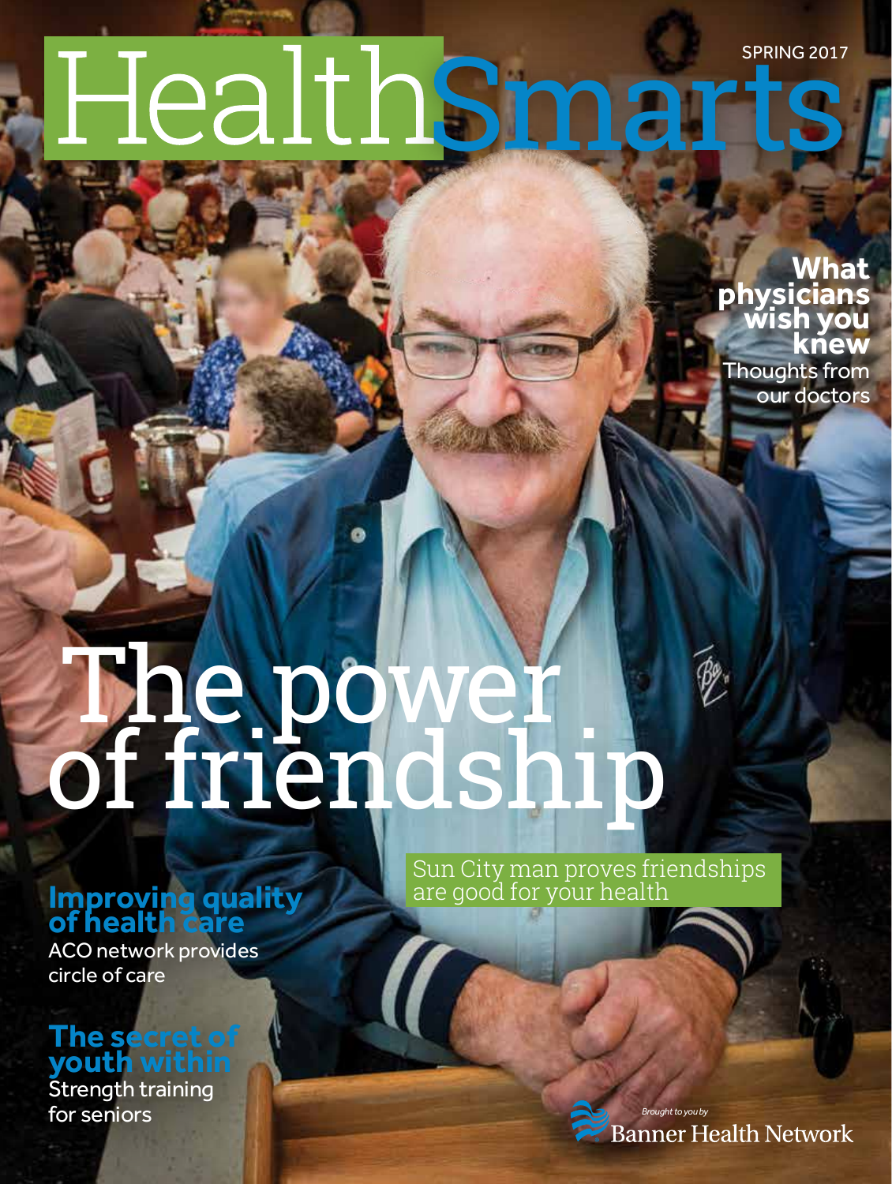# HealthSmarts

SPRING 2017

## What physicians wish you knew

Thoughts from our doctors

# The power of friendship

Sun City man proves friendships are good for your health

## Improving quality of health care

ACO network provides circle of care

## The secret of youth within

Strength training for seniors

*Brought to you by*
Banner Health Network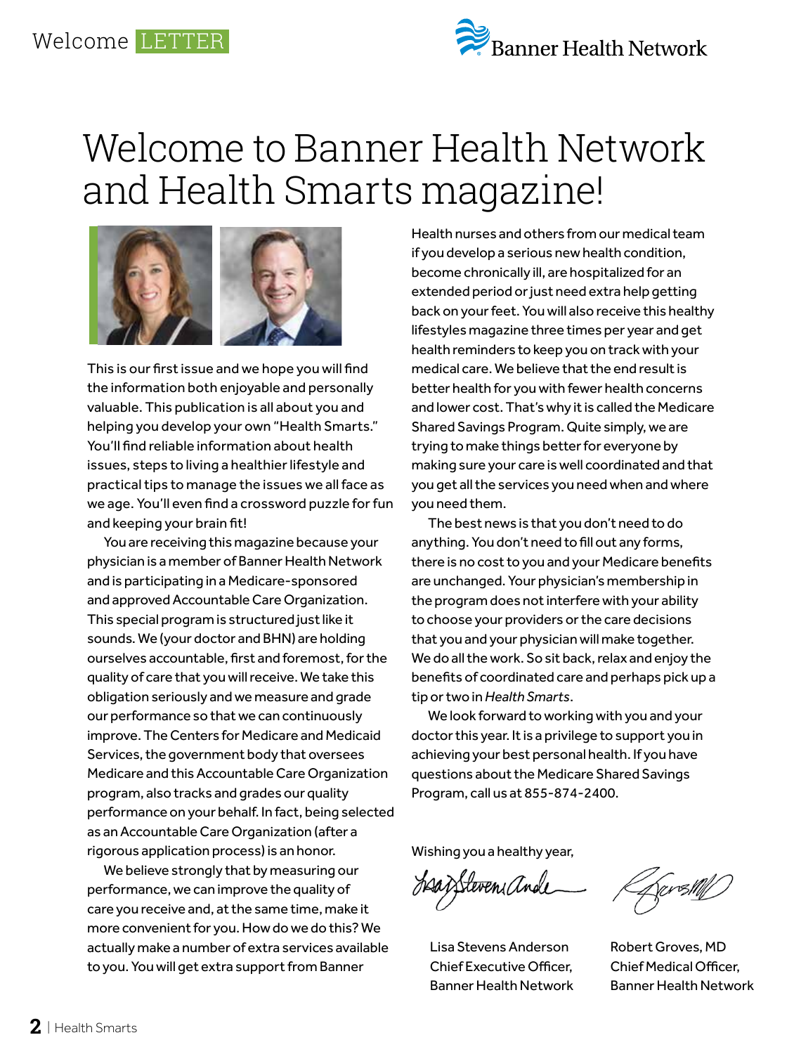Welcome LETTER

# Welcome to Banner Health Network and Health Smarts magazine!

This is our first issue and we hope you will find the information both enjoyable and personally valuable. This publication is all about you and helping you develop your own "Health Smarts." You'll find reliable information about health issues, steps to living a healthier lifestyle and practical tips to manage the issues we all face as we age. You'll even find a crossword puzzle for fun and keeping your brain fit!

You are receiving this magazine because your physician is a member of Banner Health Network and is participating in a Medicare-sponsored and approved Accountable Care Organization. This special program is structured just like it sounds. We (your doctor and BHN) are holding ourselves accountable, first and foremost, for the quality of care that you will receive. We take this obligation seriously and we measure and grade our performance so that we can continuously improve. The Centers for Medicare and Medicaid Services, the government body that oversees Medicare and this Accountable Care Organization program, also tracks and grades our quality performance on your behalf. In fact, being selected as an Accountable Care Organization (after a rigorous application process) is an honor.

We believe strongly that by measuring our performance, we can improve the quality of care you receive and, at the same time, make it more convenient for you. How do we do this? We actually make a number of extra services available to you. You will get extra support from Banner Health nurses and others from our medical team if you develop a serious new health condition, become chronically ill, are hospitalized for an extended period or just need extra help getting back on your feet. You will also receive this healthy lifestyles magazine three times per year and get health reminders to keep you on track with your medical care. We believe that the end result is better health for you with fewer health concerns and lower cost. That's why it is called the Medicare Shared Savings Program. Quite simply, we are trying to make things better for everyone by making sure your care is well coordinated and that you get all the services you need when and where you need them.

The best news is that you don't need to do anything. You don't need to fill out any forms, there is no cost to you and your Medicare benefits are unchanged. Your physician's membership in the program does not interfere with your ability to choose your providers or the care decisions that you and your physician will make together. We do all the work. So sit back, relax and enjoy the benefits of coordinated care and perhaps pick up a tip or two in *Health Smarts*.

We look forward to working with you and your doctor this year. It is a privilege to support you in achieving your best personal health. If you have questions about the Medicare Shared Savings Program, call us at 855-874-2400.

Wishing you a healthy year,

Lisa Stevens Anderson
Chief Executive Officer,
Banner Health Network

Robert Groves, MD
Chief Medical Officer,
Banner Health Network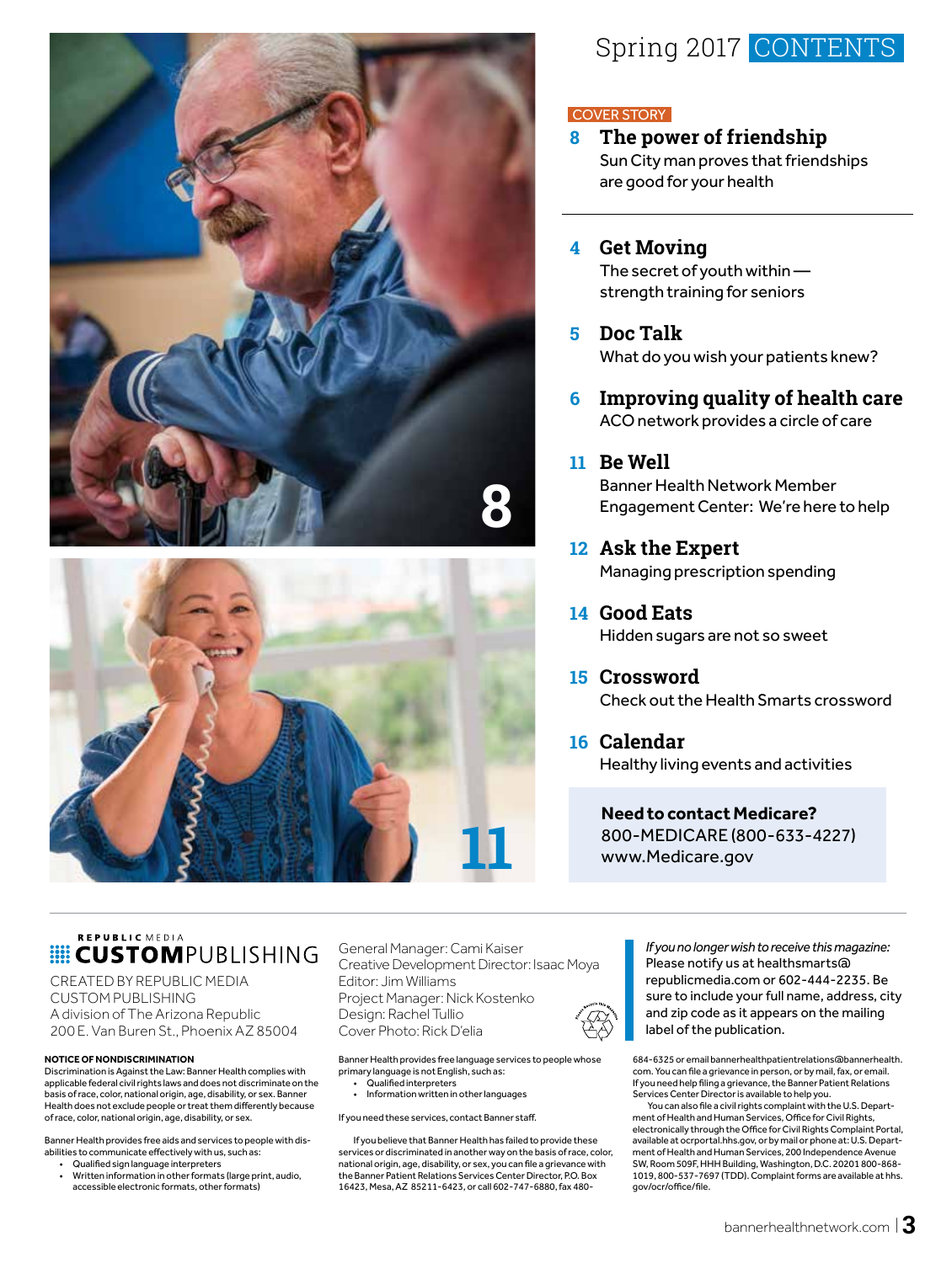# Spring 2017 CONTENTS

COVER STORY

**8 The power of friendship**
Sun City man proves that friendships are good for your health

**4 Get Moving**
The secret of youth within — strength training for seniors

**5 Doc Talk**
What do you wish your patients knew?

**6 Improving quality of health care**
ACO network provides a circle of care

**11 Be Well**
Banner Health Network Member Engagement Center: We're here to help

**12 Ask the Expert**
Managing prescription spending

**14 Good Eats**
Hidden sugars are not so sweet

**15 Crossword**
Check out the Health Smarts crossword

**16 Calendar**
Healthy living events and activities

**Need to contact Medicare?**
800-MEDICARE (800-633-4227)
www.Medicare.gov

REPUBLIC MEDIA
**CUSTOM**PUBLISHING

CREATED BY REPUBLIC MEDIA CUSTOM PUBLISHING
A division of The Arizona Republic
200 E. Van Buren St., Phoenix AZ 85004

General Manager: Cami Kaiser
Creative Development Director: Isaac Moya
Editor: Jim Williams
Project Manager: Nick Kostenko
Design: Rachel Tullio
Cover Photo: Rick D'elia

*If you no longer wish to receive this magazine:* Please notify us at healthsmarts@republicmedia.com or 602-444-2235. Be sure to include your full name, address, city and zip code as it appears on the mailing label of the publication.

**NOTICE OF NONDISCRIMINATION**
Discrimination is Against the Law: Banner Health complies with applicable federal civil rights laws and does not discriminate on the basis of race, color, national origin, age, disability, or sex. Banner Health does not exclude people or treat them differently because of race, color, national origin, age, disability, or sex.

Banner Health provides free aids and services to people with disabilities to communicate effectively with us, such as:

- Qualified sign language interpreters
- Written information in other formats (large print, audio, accessible electronic formats, other formats)

Banner Health provides free language services to people whose primary language is not English, such as:

- Qualified interpreters
- Information written in other languages

If you need these services, contact Banner staff.

If you believe that Banner Health has failed to provide these services or discriminated in another way on the basis of race, color, national origin, age, disability, or sex, you can file a grievance with the Banner Patient Relations Services Center Director, P.O. Box 16423, Mesa, AZ 85211-6423, or call 602-747-6880, fax 480-684-6325 or email bannerhealthpatientrelations@bannerhealth.com. You can file a grievance in person, or by mail, fax, or email. If you need help filing a grievance, the Banner Patient Relations Services Center Director is available to help you.

You can also file a civil rights complaint with the U.S. Department of Health and Human Services, Office for Civil Rights, electronically through the Office for Civil Rights Complaint Portal, available at ocrportal.hhs.gov, or by mail or phone at: U.S. Department of Health and Human Services, 200 Independence Avenue SW, Room 509F, HHH Building, Washington, D.C. 20201 800-868-1019, 800-537-7697 (TDD). Complaint forms are available at hhs.gov/ocr/office/file.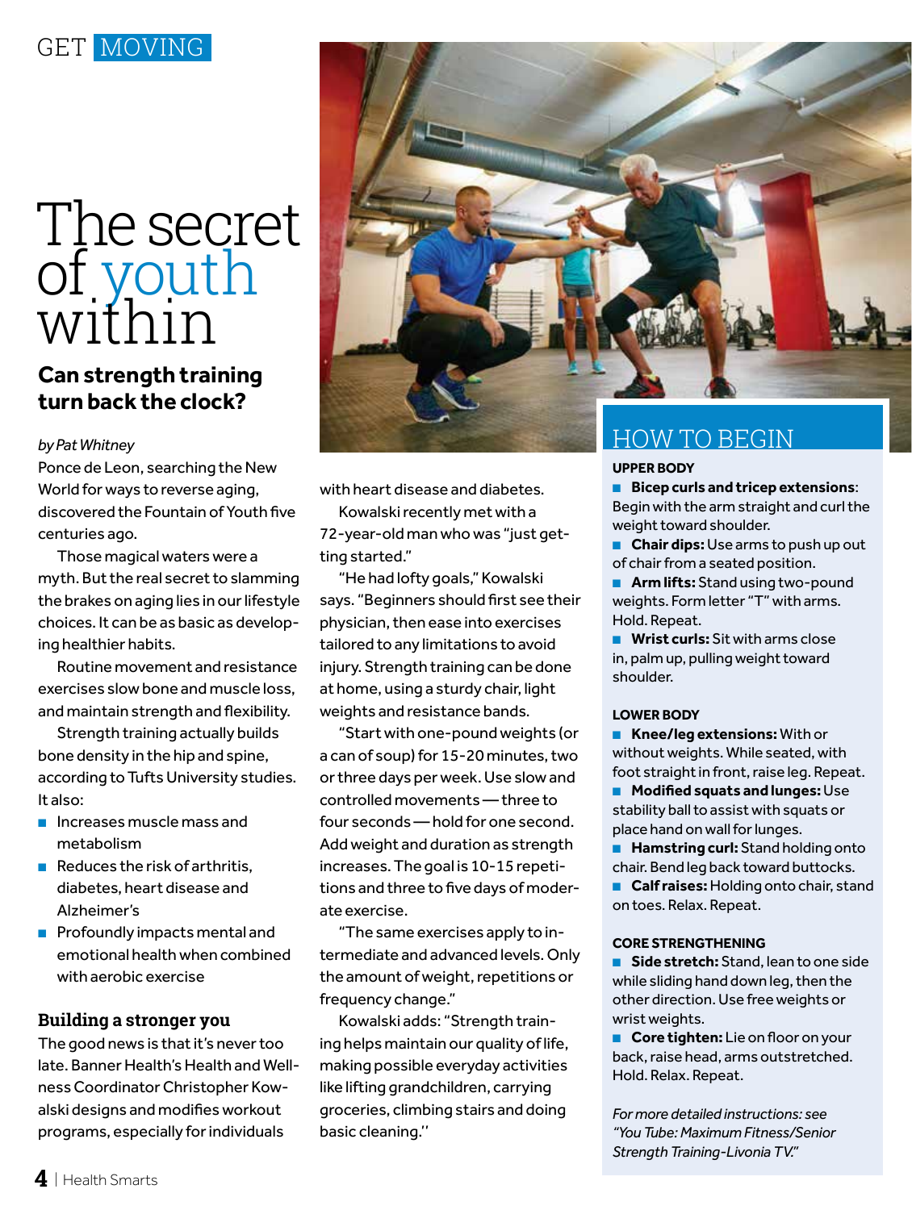GET MOVING

# The secret of youth within

## Can strength training turn back the clock?

*by Pat Whitney*

Ponce de Leon, searching the New World for ways to reverse aging, discovered the Fountain of Youth five centuries ago.

Those magical waters were a myth. But the real secret to slamming the brakes on aging lies in our lifestyle choices. It can be as basic as developing healthier habits.

Routine movement and resistance exercises slow bone and muscle loss, and maintain strength and flexibility.

Strength training actually builds bone density in the hip and spine, according to Tufts University studies. It also:

- Increases muscle mass and metabolism
- Reduces the risk of arthritis, diabetes, heart disease and Alzheimer's
- Profoundly impacts mental and emotional health when combined with aerobic exercise

### Building a stronger you

The good news is that it's never too late. Banner Health's Health and Wellness Coordinator Christopher Kowalski designs and modifies workout programs, especially for individuals with heart disease and diabetes.

Kowalski recently met with a 72-year-old man who was "just getting started."

"He had lofty goals," Kowalski says. "Beginners should first see their physician, then ease into exercises tailored to any limitations to avoid injury. Strength training can be done at home, using a sturdy chair, light weights and resistance bands.

"Start with one-pound weights (or a can of soup) for 15-20 minutes, two or three days per week. Use slow and controlled movements — three to four seconds — hold for one second. Add weight and duration as strength increases. The goal is 10-15 repetitions and three to five days of moderate exercise.

"The same exercises apply to intermediate and advanced levels. Only the amount of weight, repetitions or frequency change."

Kowalski adds: "Strength training helps maintain our quality of life, making possible everyday activities like lifting grandchildren, carrying groceries, climbing stairs and doing basic cleaning."

## HOW TO BEGIN

**UPPER BODY**

- **Bicep curls and tricep extensions**: Begin with the arm straight and curl the weight toward shoulder.
- **Chair dips:** Use arms to push up out of chair from a seated position.
- **Arm lifts:** Stand using two-pound weights. Form letter "T" with arms. Hold. Repeat.
- **Wrist curls:** Sit with arms close in, palm up, pulling weight toward shoulder.

**LOWER BODY**

- **Knee/leg extensions:** With or without weights. While seated, with foot straight in front, raise leg. Repeat.
- **Modified squats and lunges:** Use stability ball to assist with squats or place hand on wall for lunges.
- **Hamstring curl:** Stand holding onto chair. Bend leg back toward buttocks.
- **Calf raises:** Holding onto chair, stand on toes. Relax. Repeat.

**CORE STRENGTHENING**

- **Side stretch:** Stand, lean to one side while sliding hand down leg, then the other direction. Use free weights or wrist weights.
- **Core tighten:** Lie on floor on your back, raise head, arms outstretched. Hold. Relax. Repeat.

*For more detailed instructions: see "You Tube: Maximum Fitness/Senior Strength Training-Livonia TV."*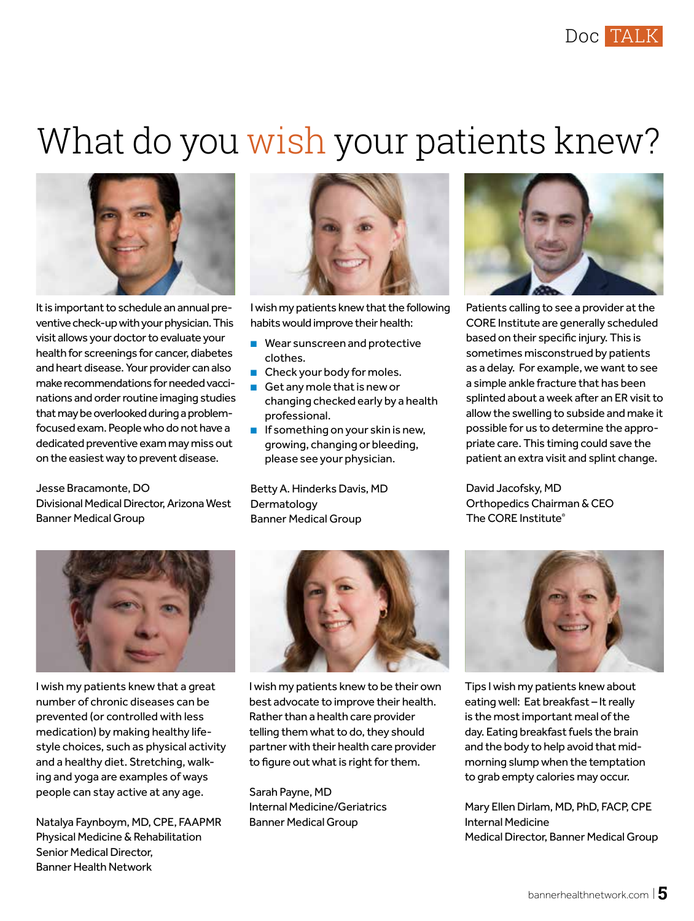# What do you wish your patients knew?

It is important to schedule an annual preventive check-up with your physician. This visit allows your doctor to evaluate your health for screenings for cancer, diabetes and heart disease. Your provider can also make recommendations for needed vaccinations and order routine imaging studies that may be overlooked during a problem-focused exam. People who do not have a dedicated preventive exam may miss out on the easiest way to prevent disease.

Jesse Bracamonte, DO
Divisional Medical Director, Arizona West
Banner Medical Group

I wish my patients knew that the following habits would improve their health:

- Wear sunscreen and protective clothes.
- Check your body for moles.
- Get any mole that is new or changing checked early by a health professional.
- If something on your skin is new, growing, changing or bleeding, please see your physician.

Betty A. Hinderks Davis, MD
Dermatology
Banner Medical Group

Patients calling to see a provider at the CORE Institute are generally scheduled based on their specific injury. This is sometimes misconstrued by patients as a delay. For example, we want to see a simple ankle fracture that has been splinted about a week after an ER visit to allow the swelling to subside and make it possible for us to determine the appropriate care. This timing could save the patient an extra visit and splint change.

David Jacofsky, MD
Orthopedics Chairman & CEO
The CORE Institute®

I wish my patients knew that a great number of chronic diseases can be prevented (or controlled with less medication) by making healthy lifestyle choices, such as physical activity and a healthy diet. Stretching, walking and yoga are examples of ways people can stay active at any age.

Natalya Faynboym, MD, CPE, FAAPMR
Physical Medicine & Rehabilitation
Senior Medical Director,
Banner Health Network

I wish my patients knew to be their own best advocate to improve their health. Rather than a health care provider telling them what to do, they should partner with their health care provider to figure out what is right for them.

Sarah Payne, MD
Internal Medicine/Geriatrics
Banner Medical Group

Tips I wish my patients knew about eating well: Eat breakfast – It really is the most important meal of the day. Eating breakfast fuels the brain and the body to help avoid that mid-morning slump when the temptation to grab empty calories may occur.

Mary Ellen Dirlam, MD, PhD, FACP, CPE
Internal Medicine
Medical Director, Banner Medical Group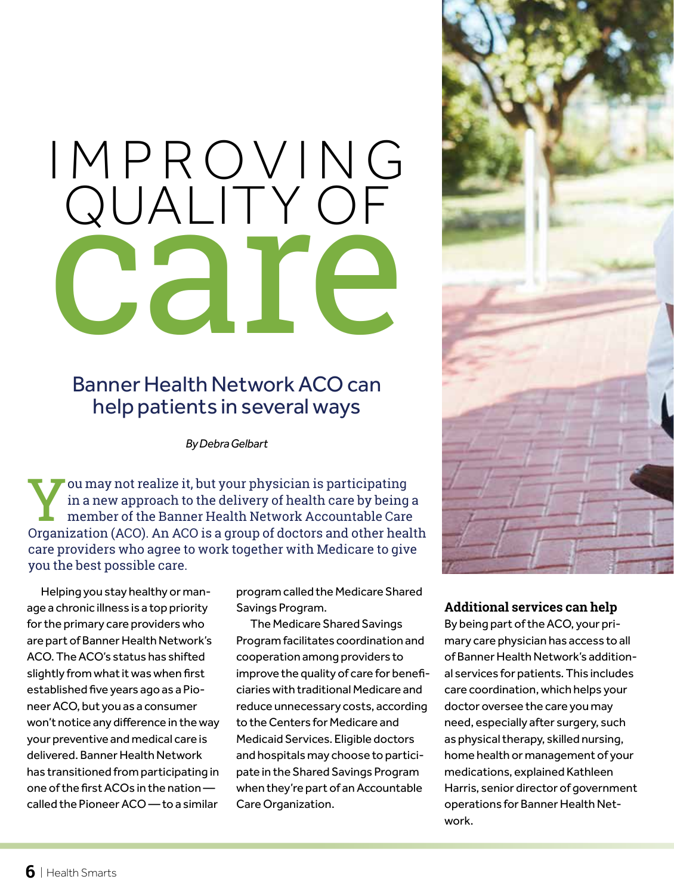# IMPROVING QUALITY OF care

## Banner Health Network ACO can help patients in several ways

*By Debra Gelbart*

You may not realize it, but your physician is participating in a new approach to the delivery of health care by being a member of the Banner Health Network Accountable Care Organization (ACO). An ACO is a group of doctors and other health care providers who agree to work together with Medicare to give you the best possible care.

Helping you stay healthy or manage a chronic illness is a top priority for the primary care providers who are part of Banner Health Network's ACO. The ACO's status has shifted slightly from what it was when first established five years ago as a Pioneer ACO, but you as a consumer won't notice any difference in the way your preventive and medical care is delivered. Banner Health Network has transitioned from participating in one of the first ACOs in the nation — called the Pioneer ACO — to a similar program called the Medicare Shared Savings Program.

The Medicare Shared Savings Program facilitates coordination and cooperation among providers to improve the quality of care for beneficiaries with traditional Medicare and reduce unnecessary costs, according to the Centers for Medicare and Medicaid Services. Eligible doctors and hospitals may choose to participate in the Shared Savings Program when they're part of an Accountable Care Organization.

### Additional services can help

By being part of the ACO, your primary care physician has access to all of Banner Health Network's additional services for patients. This includes care coordination, which helps your doctor oversee the care you may need, especially after surgery, such as physical therapy, skilled nursing, home health or management of your medications, explained Kathleen Harris, senior director of government operations for Banner Health Network.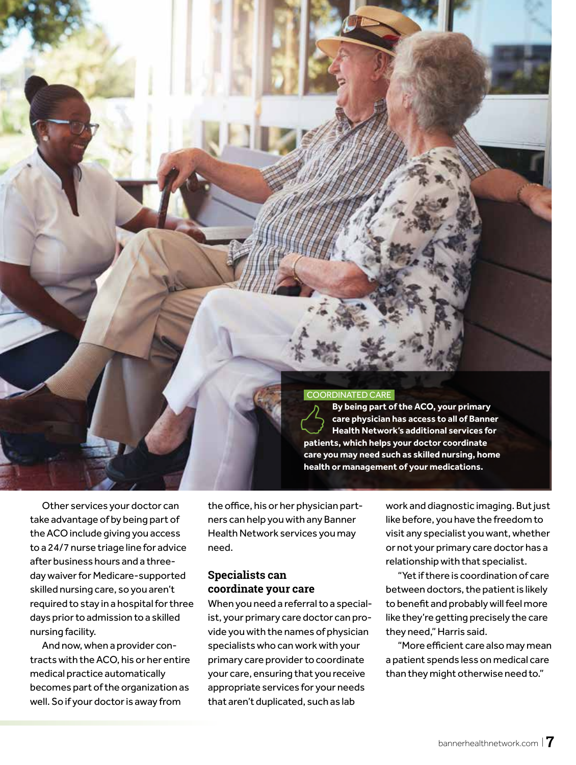COORDINATED CARE

**By being part of the ACO, your primary care physician has access to all of Banner Health Network's additional services for patients, which helps your doctor coordinate care you may need such as skilled nursing, home health or management of your medications.**

Other services your doctor can take advantage of by being part of the ACO include giving you access to a 24/7 nurse triage line for advice after business hours and a three-day waiver for Medicare-supported skilled nursing care, so you aren't required to stay in a hospital for three days prior to admission to a skilled nursing facility.

And now, when a provider contracts with the ACO, his or her entire medical practice automatically becomes part of the organization as well. So if your doctor is away from the office, his or her physician partners can help you with any Banner Health Network services you may need.

## Specialists can coordinate your care

When you need a referral to a specialist, your primary care doctor can provide you with the names of physician specialists who can work with your primary care provider to coordinate your care, ensuring that you receive appropriate services for your needs that aren't duplicated, such as lab work and diagnostic imaging. But just like before, you have the freedom to visit any specialist you want, whether or not your primary care doctor has a relationship with that specialist.

"Yet if there is coordination of care between doctors, the patient is likely to benefit and probably will feel more like they're getting precisely the care they need," Harris said.

"More efficient care also may mean a patient spends less on medical care than they might otherwise need to."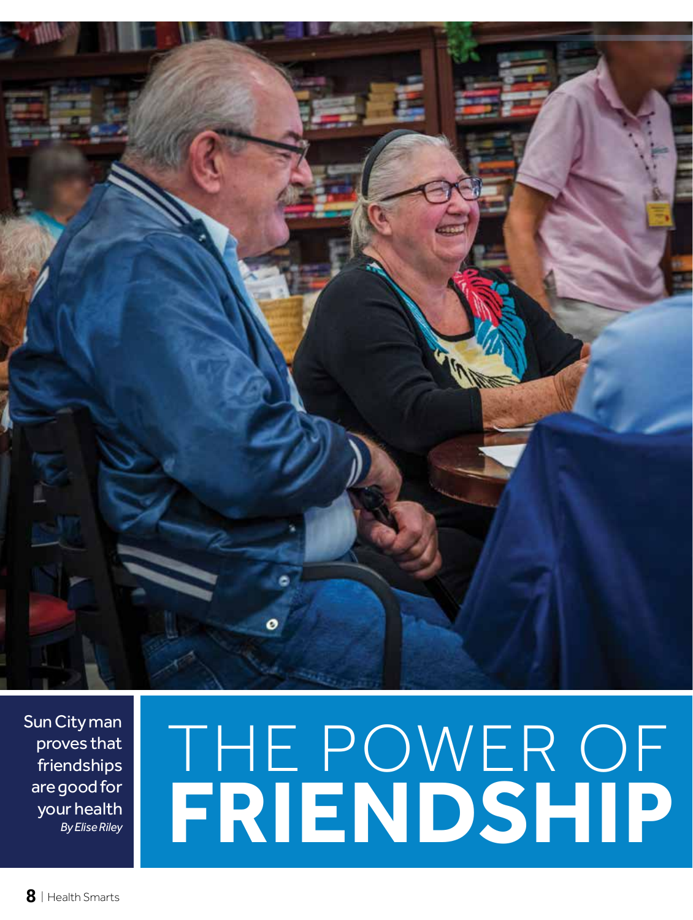# THE POWER OF **FRIENDSHIP**

Sun City man proves that friendships are good for your health

*By Elise Riley*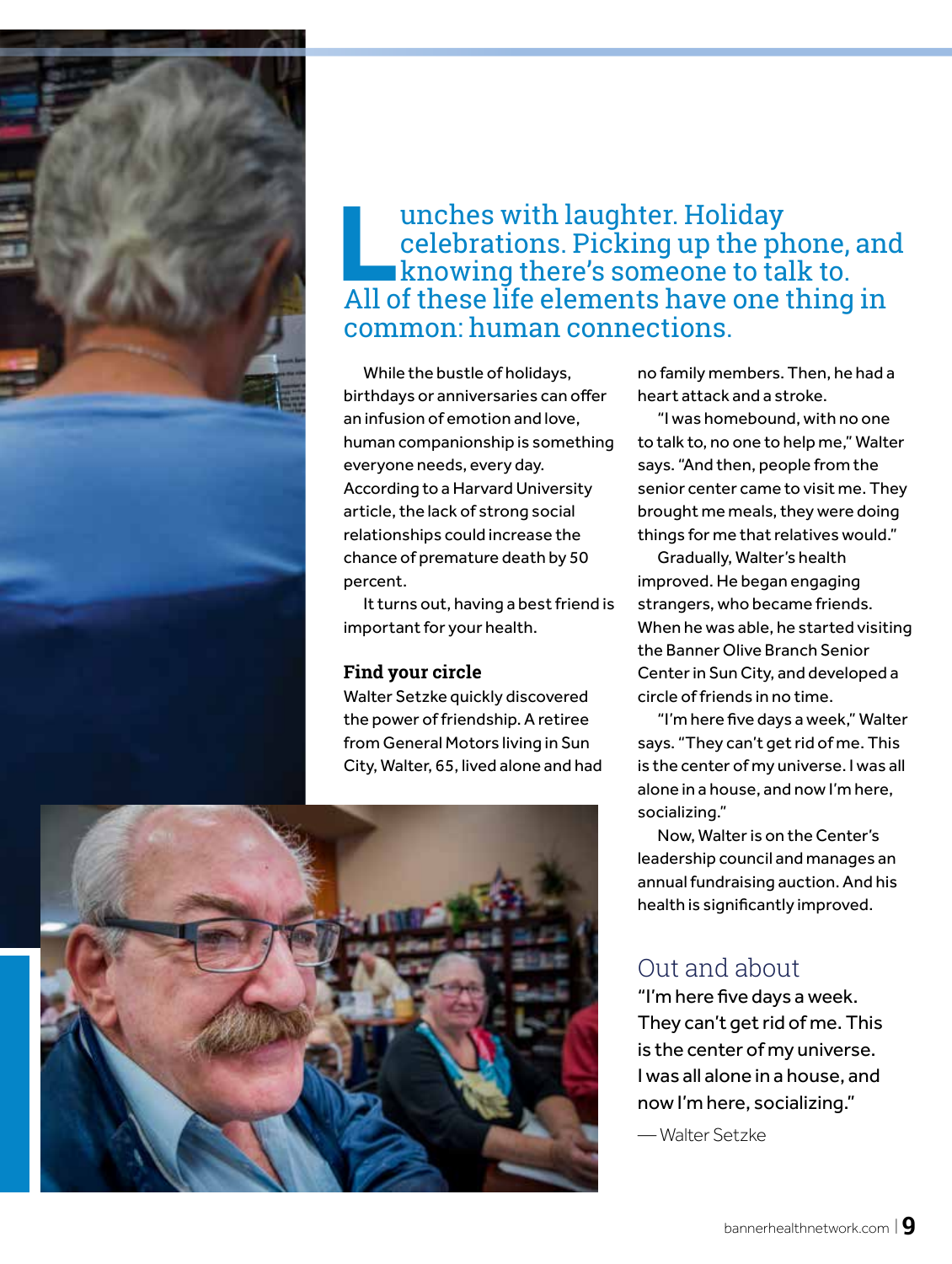Lunches with laughter. Holiday celebrations. Picking up the phone, and knowing there's someone to talk to. All of these life elements have one thing in common: human connections.

While the bustle of holidays, birthdays or anniversaries can offer an infusion of emotion and love, human companionship is something everyone needs, every day. According to a Harvard University article, the lack of strong social relationships could increase the chance of premature death by 50 percent.

It turns out, having a best friend is important for your health.

### Find your circle

Walter Setzke quickly discovered the power of friendship. A retiree from General Motors living in Sun City, Walter, 65, lived alone and had no family members. Then, he had a heart attack and a stroke.

"I was homebound, with no one to talk to, no one to help me," Walter says. "And then, people from the senior center came to visit me. They brought me meals, they were doing things for me that relatives would."

Gradually, Walter's health improved. He began engaging strangers, who became friends. When he was able, he started visiting the Banner Olive Branch Senior Center in Sun City, and developed a circle of friends in no time.

"I'm here five days a week," Walter says. "They can't get rid of me. This is the center of my universe. I was all alone in a house, and now I'm here, socializing."

Now, Walter is on the Center's leadership council and manages an annual fundraising auction. And his health is significantly improved.

## Out and about

"I'm here five days a week. They can't get rid of me. This is the center of my universe. I was all alone in a house, and now I'm here, socializing."

— Walter Setzke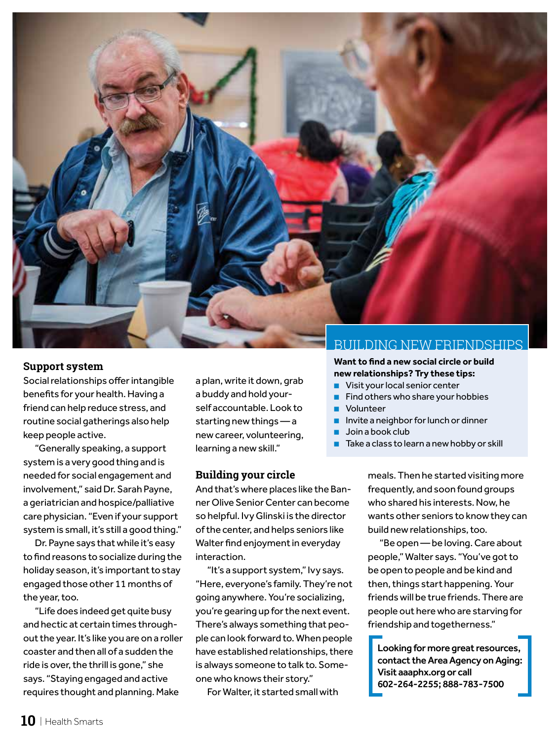## Support system

Social relationships offer intangible benefits for your health. Having a friend can help reduce stress, and routine social gatherings also help keep people active.

"Generally speaking, a support system is a very good thing and is needed for social engagement and involvement," said Dr. Sarah Payne, a geriatrician and hospice/palliative care physician. "Even if your support system is small, it's still a good thing."

Dr. Payne says that while it's easy to find reasons to socialize during the holiday season, it's important to stay engaged those other 11 months of the year, too.

"Life does indeed get quite busy and hectic at certain times throughout the year. It's like you are on a roller coaster and then all of a sudden the ride is over, the thrill is gone," she says. "Staying engaged and active requires thought and planning. Make a plan, write it down, grab a buddy and hold yourself accountable. Look to starting new things — a new career, volunteering, learning a new skill."

## Building your circle

And that's where places like the Banner Olive Senior Center can become so helpful. Ivy Glinski is the director of the center, and helps seniors like Walter find enjoyment in everyday interaction.

"It's a support system," Ivy says. "Here, everyone's family. They're not going anywhere. You're socializing, you're gearing up for the next event. There's always something that people can look forward to. When people have established relationships, there is always someone to talk to. Someone who knows their story."

For Walter, it started small with meals. Then he started visiting more frequently, and soon found groups who shared his interests. Now, he wants other seniors to know they can build new relationships, too.

"Be open — be loving. Care about people," Walter says. "You've got to be open to people and be kind and then, things start happening. Your friends will be true friends. There are people out here who are starving for friendship and togetherness."

## BUILDING NEW FRIENDSHIPS

**Want to find a new social circle or build new relationships? Try these tips:**

- Visit your local senior center
- Find others who share your hobbies
- Volunteer
- Invite a neighbor for lunch or dinner
- Join a book club
- Take a class to learn a new hobby or skill

**Looking for more great resources, contact the Area Agency on Aging: Visit aaaphx.org or call 602-264-2255; 888-783-7500**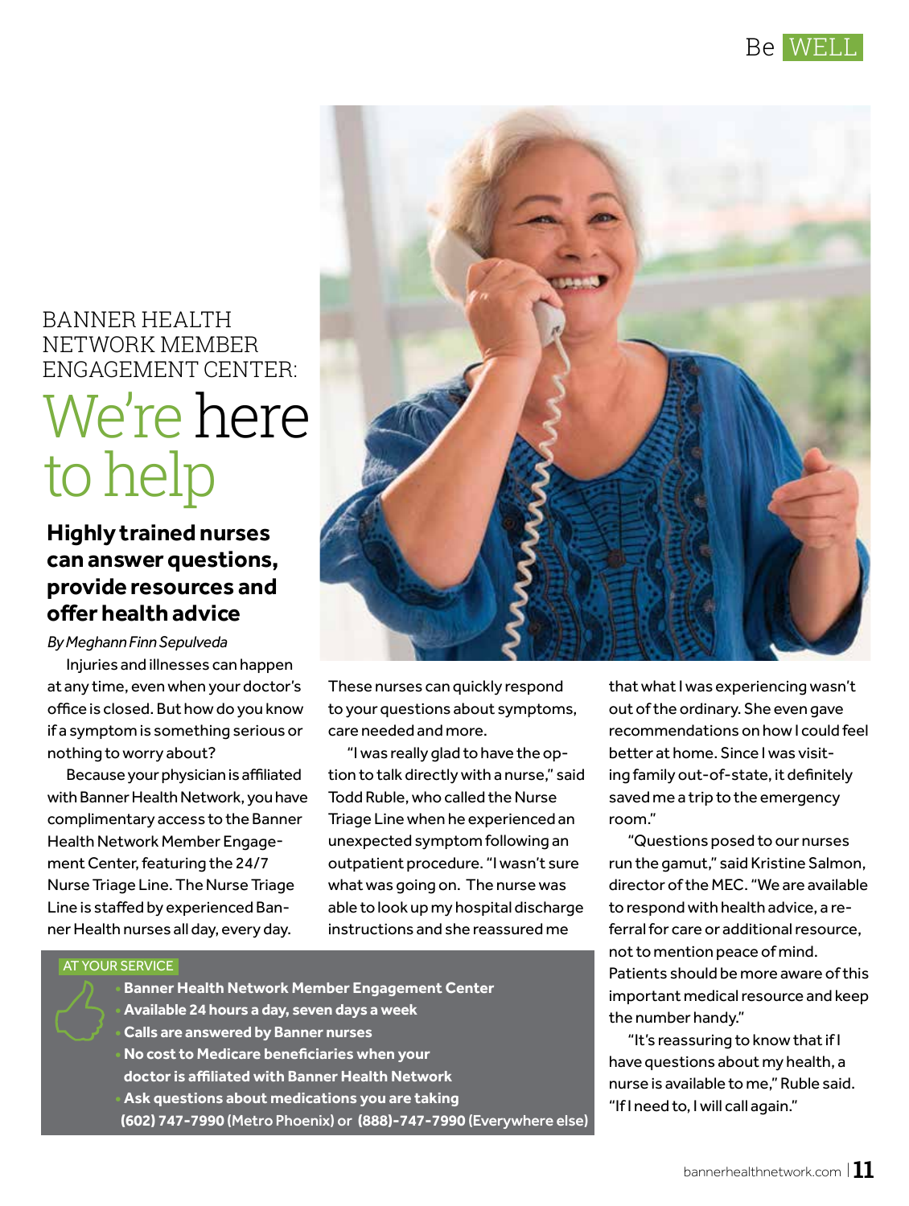BANNER HEALTH NETWORK MEMBER ENGAGEMENT CENTER:

# We're here to help

## Highly trained nurses can answer questions, provide resources and offer health advice

*By Meghann Finn Sepulveda*

Injuries and illnesses can happen at any time, even when your doctor's office is closed. But how do you know if a symptom is something serious or nothing to worry about?

Because your physician is affiliated with Banner Health Network, you have complimentary access to the Banner Health Network Member Engagement Center, featuring the 24/7 Nurse Triage Line. The Nurse Triage Line is staffed by experienced Banner Health nurses all day, every day. These nurses can quickly respond to your questions about symptoms, care needed and more.

"I was really glad to have the option to talk directly with a nurse," said Todd Ruble, who called the Nurse Triage Line when he experienced an unexpected symptom following an outpatient procedure. "I wasn't sure what was going on. The nurse was able to look up my hospital discharge instructions and she reassured me that what I was experiencing wasn't out of the ordinary. She even gave recommendations on how I could feel better at home. Since I was visiting family out-of-state, it definitely saved me a trip to the emergency room."

"Questions posed to our nurses run the gamut," said Kristine Salmon, director of the MEC. "We are available to respond with health advice, a referral for care or additional resource, not to mention peace of mind. Patients should be more aware of this important medical resource and keep the number handy."

"It's reassuring to know that if I have questions about my health, a nurse is available to me," Ruble said. "If I need to, I will call again."

### AT YOUR SERVICE

- **Banner Health Network Member Engagement Center**
- **Available 24 hours a day, seven days a week**
- **Calls are answered by Banner nurses**
- **No cost to Medicare beneficiaries when your doctor is affiliated with Banner Health Network**
- **Ask questions about medications you are taking**

**(602) 747-7990** (Metro Phoenix) or **(888)-747-7990** (Everywhere else)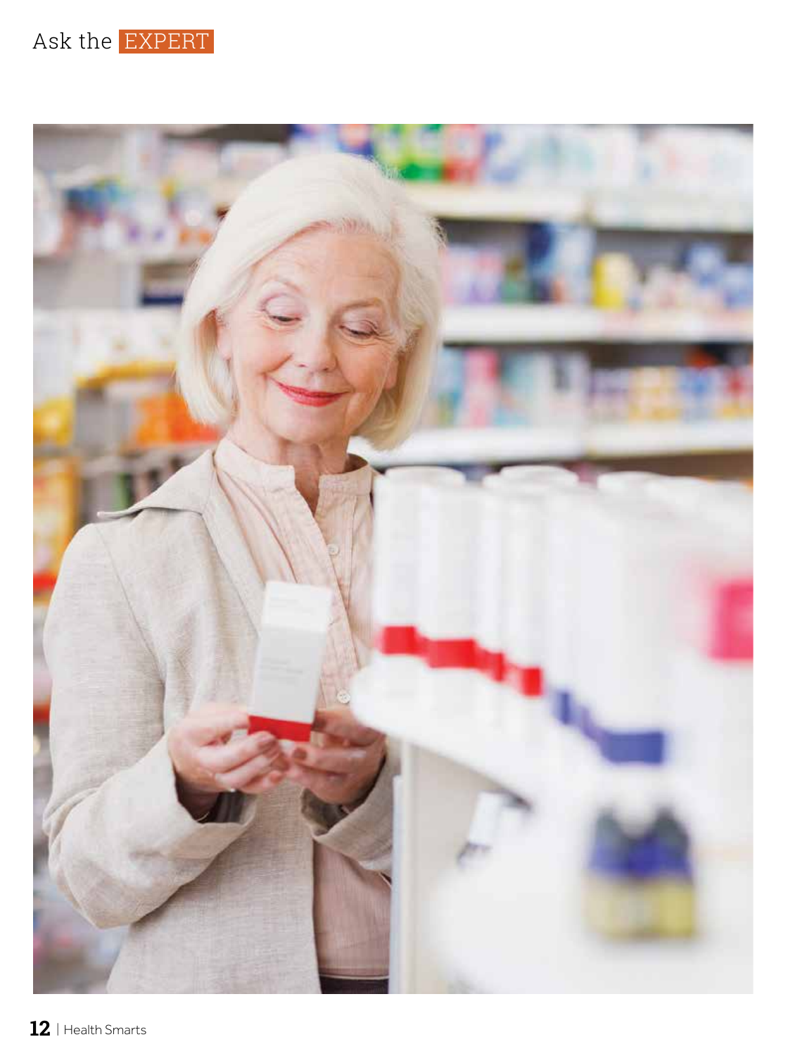Ask the EXPERT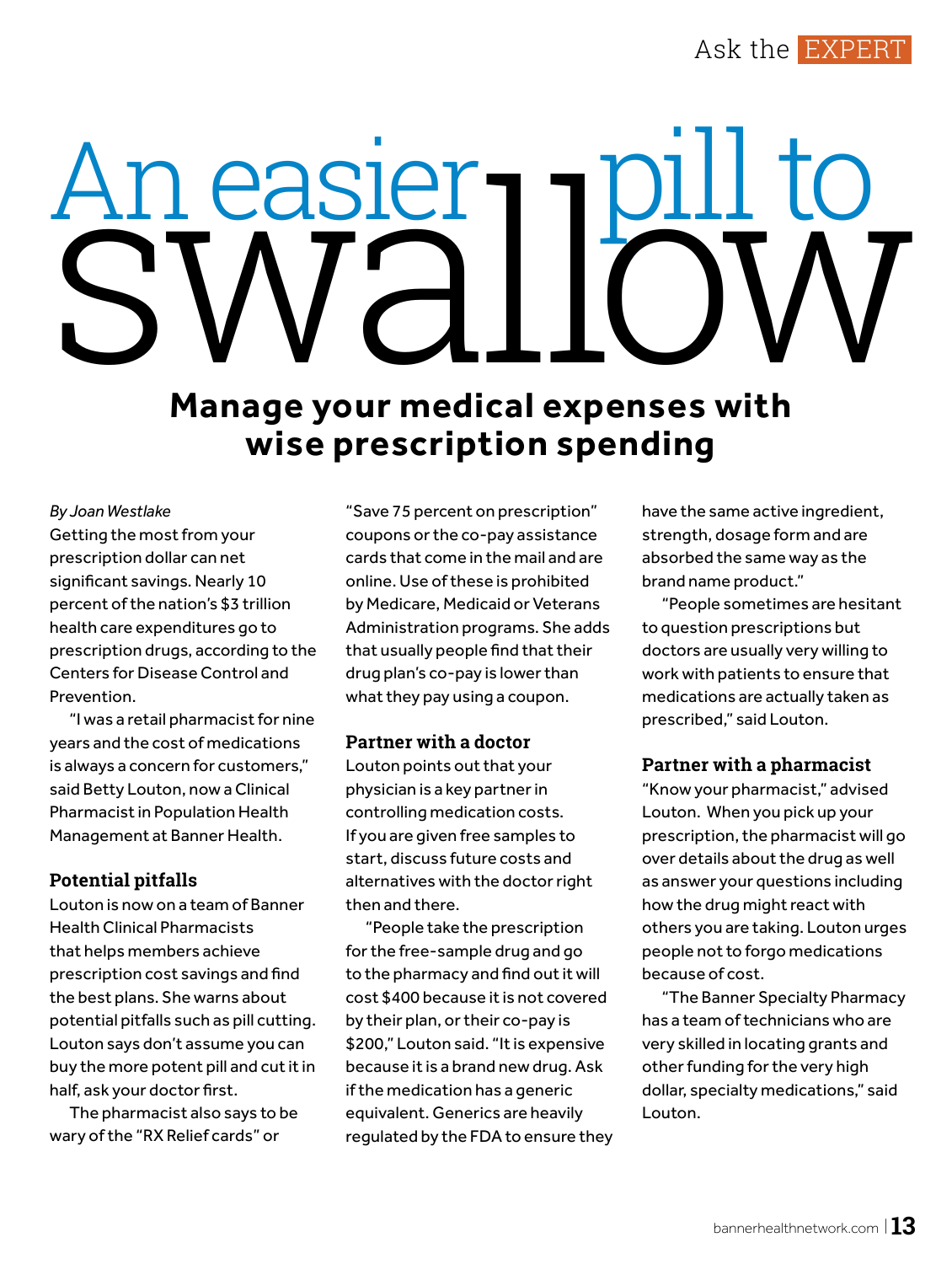Ask the EXPERT

# An easier pill to swallow

## Manage your medical expenses with wise prescription spending

*By Joan Westlake*

Getting the most from your prescription dollar can net significant savings. Nearly 10 percent of the nation's $3 trillion health care expenditures go to prescription drugs, according to the Centers for Disease Control and Prevention.

"I was a retail pharmacist for nine years and the cost of medications is always a concern for customers," said Betty Louton, now a Clinical Pharmacist in Population Health Management at Banner Health.

### Potential pitfalls

Louton is now on a team of Banner Health Clinical Pharmacists that helps members achieve prescription cost savings and find the best plans. She warns about potential pitfalls such as pill cutting. Louton says don't assume you can buy the more potent pill and cut it in half, ask your doctor first.

The pharmacist also says to be wary of the "RX Relief cards" or "Save 75 percent on prescription" coupons or the co-pay assistance cards that come in the mail and are online. Use of these is prohibited by Medicare, Medicaid or Veterans Administration programs. She adds that usually people find that their drug plan's co-pay is lower than what they pay using a coupon.

### Partner with a doctor

Louton points out that your physician is a key partner in controlling medication costs. If you are given free samples to start, discuss future costs and alternatives with the doctor right then and there.

"People take the prescription for the free-sample drug and go to the pharmacy and find out it will cost $400 because it is not covered by their plan, or their co-pay is $200," Louton said. "It is expensive because it is a brand new drug. Ask if the medication has a generic equivalent. Generics are heavily regulated by the FDA to ensure they have the same active ingredient, strength, dosage form and are absorbed the same way as the brand name product."

"People sometimes are hesitant to question prescriptions but doctors are usually very willing to work with patients to ensure that medications are actually taken as prescribed," said Louton.

### Partner with a pharmacist

"Know your pharmacist," advised Louton. When you pick up your prescription, the pharmacist will go over details about the drug as well as answer your questions including how the drug might react with others you are taking. Louton urges people not to forgo medications because of cost.

"The Banner Specialty Pharmacy has a team of technicians who are very skilled in locating grants and other funding for the very high dollar, specialty medications," said Louton.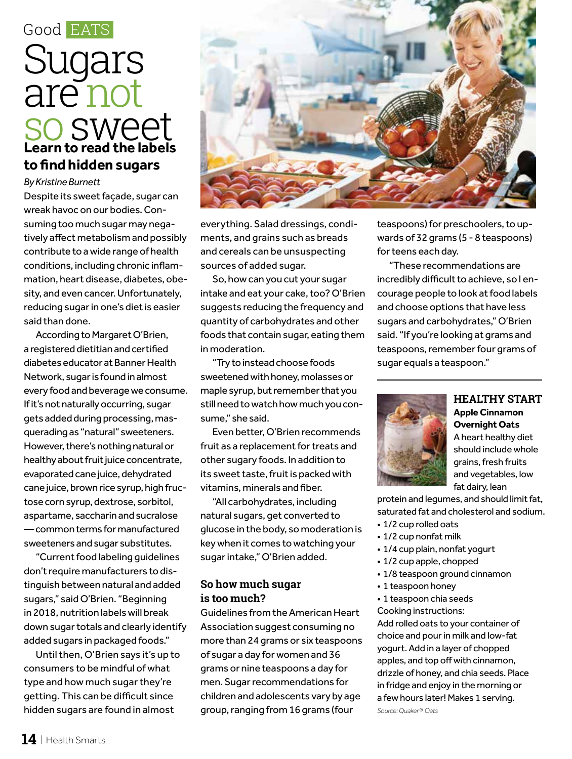Good EATS

# Sugars are not so sweet

## Learn to read the labels to find hidden sugars

*By Kristine Burnett*

Despite its sweet façade, sugar can wreak havoc on our bodies. Consuming too much sugar may negatively affect metabolism and possibly contribute to a wide range of health conditions, including chronic inflammation, heart disease, diabetes, obesity, and even cancer. Unfortunately, reducing sugar in one's diet is easier said than done.

According to Margaret O'Brien, a registered dietitian and certified diabetes educator at Banner Health Network, sugar is found in almost every food and beverage we consume. If it's not naturally occurring, sugar gets added during processing, masquerading as "natural" sweeteners. However, there's nothing natural or healthy about fruit juice concentrate, evaporated cane juice, dehydrated cane juice, brown rice syrup, high fructose corn syrup, dextrose, sorbitol, aspartame, saccharin and sucralose — common terms for manufactured sweeteners and sugar substitutes.

"Current food labeling guidelines don't require manufacturers to distinguish between natural and added sugars," said O'Brien. "Beginning in 2018, nutrition labels will break down sugar totals and clearly identify added sugars in packaged foods."

Until then, O'Brien says it's up to consumers to be mindful of what type and how much sugar they're getting. This can be difficult since hidden sugars are found in almost everything. Salad dressings, condiments, and grains such as breads and cereals can be unsuspecting sources of added sugar.

So, how can you cut your sugar intake and eat your cake, too? O'Brien suggests reducing the frequency and quantity of carbohydrates and other foods that contain sugar, eating them in moderation.

"Try to instead choose foods sweetened with honey, molasses or maple syrup, but remember that you still need to watch how much you consume," she said.

Even better, O'Brien recommends fruit as a replacement for treats and other sugary foods. In addition to its sweet taste, fruit is packed with vitamins, minerals and fiber.

"All carbohydrates, including natural sugars, get converted to glucose in the body, so moderation is key when it comes to watching your sugar intake," O'Brien added.

### So how much sugar is too much?

Guidelines from the American Heart Association suggest consuming no more than 24 grams or six teaspoons of sugar a day for women and 36 grams or nine teaspoons a day for men. Sugar recommendations for children and adolescents vary by age group, ranging from 16 grams (four teaspoons) for preschoolers, to upwards of 32 grams (5 - 8 teaspoons) for teens each day.

"These recommendations are incredibly difficult to achieve, so I encourage people to look at food labels and choose options that have less sugars and carbohydrates," O'Brien said. "If you're looking at grams and teaspoons, remember four grams of sugar equals a teaspoon."

---

### HEALTHY START

**Apple Cinnamon Overnight Oats**

A heart healthy diet should include whole grains, fresh fruits and vegetables, low fat dairy, lean protein and legumes, and should limit fat, saturated fat and cholesterol and sodium.

- 1/2 cup rolled oats
- 1/2 cup nonfat milk
- 1/4 cup plain, nonfat yogurt
- 1/2 cup apple, chopped
- 1/8 teaspoon ground cinnamon
- 1 teaspoon honey
- 1 teaspoon chia seeds

Cooking instructions:

Add rolled oats to your container of choice and pour in milk and low-fat yogurt. Add in a layer of chopped apples, and top off with cinnamon, drizzle of honey, and chia seeds. Place in fridge and enjoy in the morning or a few hours later! Makes 1 serving.

*Source: Quaker® Oats*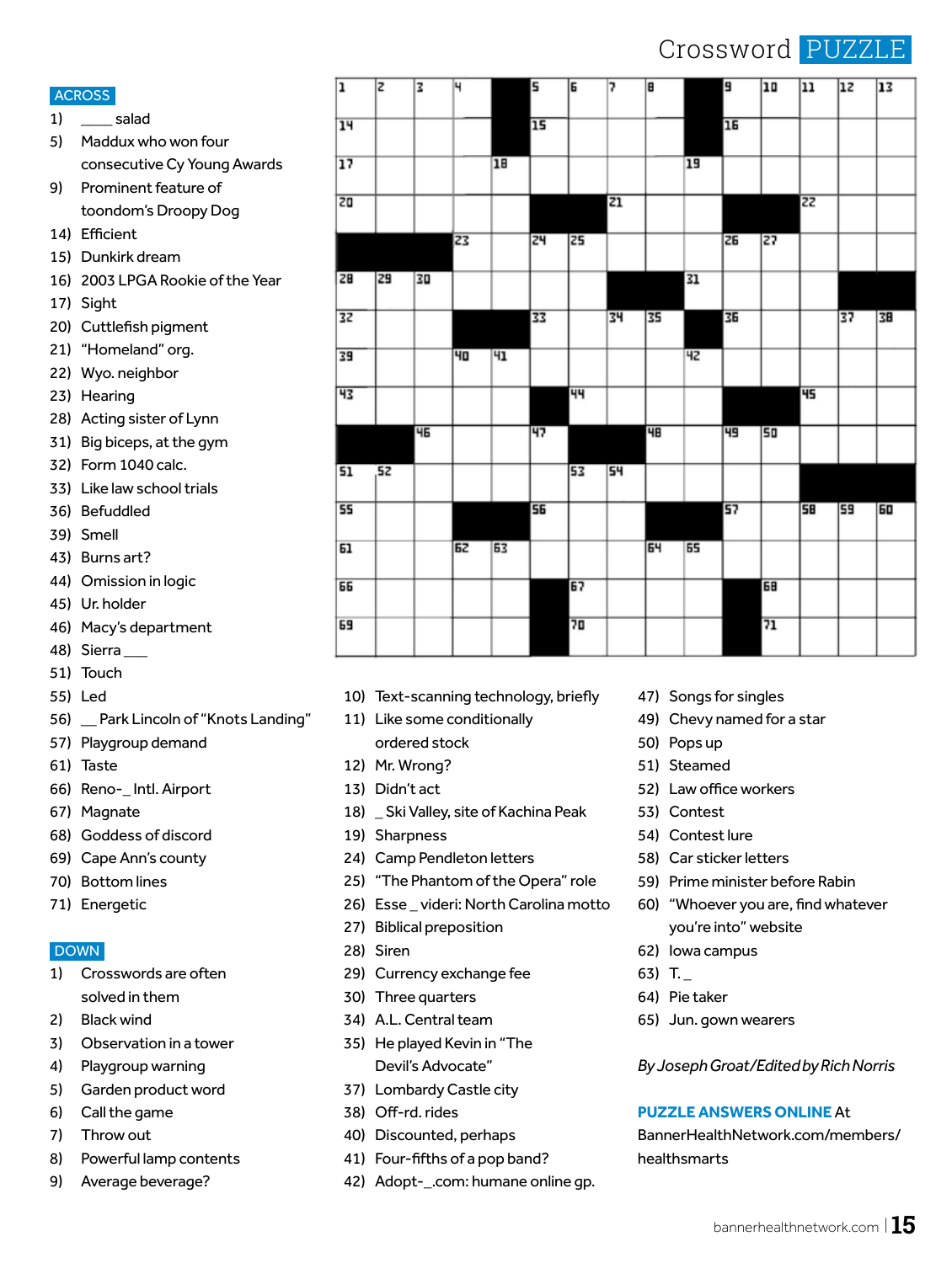# Crossword PUZZLE

## ACROSS

1) ____ salad
5) Maddux who won four consecutive Cy Young Awards
9) Prominent feature of toondom's Droopy Dog
14) Efficient
15) Dunkirk dream
16) 2003 LPGA Rookie of the Year
17) Sight
20) Cuttlefish pigment
21) "Homeland" org.
22) Wyo. neighbor
23) Hearing
28) Acting sister of Lynn
31) Big biceps, at the gym
32) Form 1040 calc.
33) Like law school trials
36) Befuddled
39) Smell
43) Burns art?
44) Omission in logic
45) Ur. holder
46) Macy's department
48) Sierra ___
51) Touch
55) Led
56) __ Park Lincoln of "Knots Landing"
57) Playgroup demand
61) Taste
66) Reno-_ Intl. Airport
67) Magnate
68) Goddess of discord
69) Cape Ann's county
70) Bottom lines
71) Energetic

## DOWN

1) Crosswords are often solved in them
2) Black wind
3) Observation in a tower
4) Playgroup warning
5) Garden product word
6) Call the game
7) Throw out
8) Powerful lamp contents
9) Average beverage?
10) Text-scanning technology, briefly
11) Like some conditionally ordered stock
12) Mr. Wrong?
13) Didn't act
18) _ Ski Valley, site of Kachina Peak
19) Sharpness
24) Camp Pendleton letters
25) "The Phantom of the Opera" role
26) Esse _ videri: North Carolina motto
27) Biblical preposition
28) Siren
29) Currency exchange fee
30) Three quarters
34) A.L. Central team
35) He played Kevin in "The Devil's Advocate"
37) Lombardy Castle city
38) Off-rd. rides
40) Discounted, perhaps
41) Four-fifths of a pop band?
42) Adopt-_.com: humane online gp.
47) Songs for singles
49) Chevy named for a star
50) Pops up
51) Steamed
52) Law office workers
53) Contest
54) Contest lure
58) Car sticker letters
59) Prime minister before Rabin
60) "Whoever you are, find whatever you're into" website
62) Iowa campus
63) T._
64) Pie taker
65) Jun. gown wearers

*By Joseph Groat/Edited by Rich Norris*

**PUZZLE ANSWERS ONLINE** At BannerHealthNetwork.com/members/healthsmarts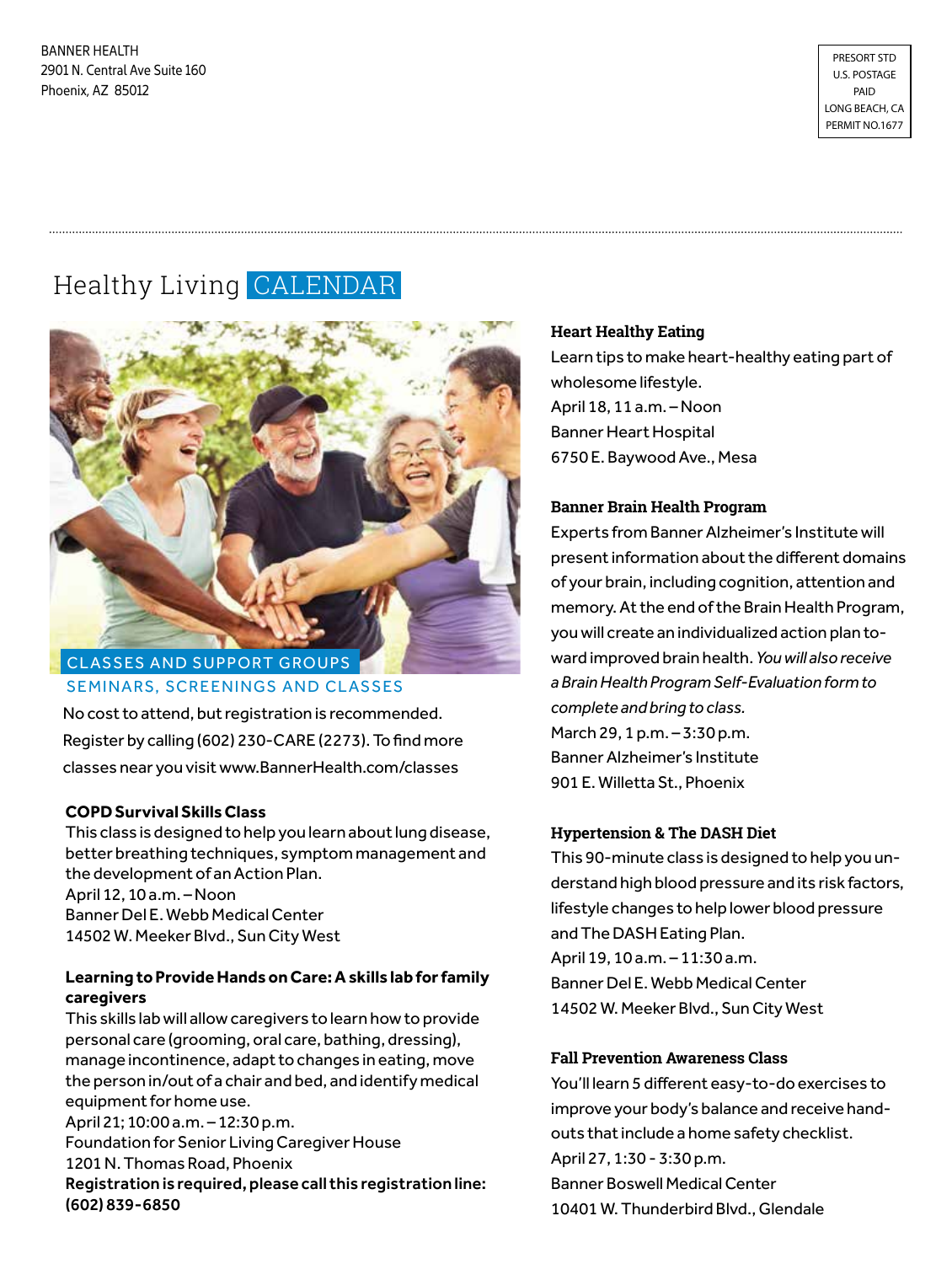BANNER HEALTH
2901 N. Central Ave Suite 160
Phoenix, AZ 85012

PRESORT STD
U.S. POSTAGE
PAID
LONG BEACH, CA
PERMIT NO.1677

# Healthy Living CALENDAR

CLASSES AND SUPPORT GROUPS

## SEMINARS, SCREENINGS AND CLASSES

No cost to attend, but registration is recommended. Register by calling (602) 230-CARE (2273). To find more classes near you visit www.BannerHealth.com/classes

### COPD Survival Skills Class

This class is designed to help you learn about lung disease, better breathing techniques, symptom management and the development of an Action Plan.
April 12, 10 a.m. – Noon
Banner Del E. Webb Medical Center
14502 W. Meeker Blvd., Sun City West

### Learning to Provide Hands on Care: A skills lab for family caregivers

This skills lab will allow caregivers to learn how to provide personal care (grooming, oral care, bathing, dressing), manage incontinence, adapt to changes in eating, move the person in/out of a chair and bed, and identify medical equipment for home use.
April 21; 10:00 a.m. – 12:30 p.m.
Foundation for Senior Living Caregiver House
1201 N. Thomas Road, Phoenix
**Registration is required, please call this registration line: (602) 839-6850**

### Heart Healthy Eating

Learn tips to make heart-healthy eating part of wholesome lifestyle.
April 18, 11 a.m. – Noon
Banner Heart Hospital
6750 E. Baywood Ave., Mesa

### Banner Brain Health Program

Experts from Banner Alzheimer's Institute will present information about the different domains of your brain, including cognition, attention and memory. At the end of the Brain Health Program, you will create an individualized action plan toward improved brain health. *You will also receive a Brain Health Program Self-Evaluation form to complete and bring to class.*
March 29, 1 p.m. – 3:30 p.m.
Banner Alzheimer's Institute
901 E. Willetta St., Phoenix

### Hypertension & The DASH Diet

This 90-minute class is designed to help you understand high blood pressure and its risk factors, lifestyle changes to help lower blood pressure and The DASH Eating Plan.
April 19, 10 a.m. – 11:30 a.m.
Banner Del E. Webb Medical Center
14502 W. Meeker Blvd., Sun City West

### Fall Prevention Awareness Class

You'll learn 5 different easy-to-do exercises to improve your body's balance and receive handouts that include a home safety checklist.
April 27, 1:30 - 3:30 p.m.
Banner Boswell Medical Center
10401 W. Thunderbird Blvd., Glendale